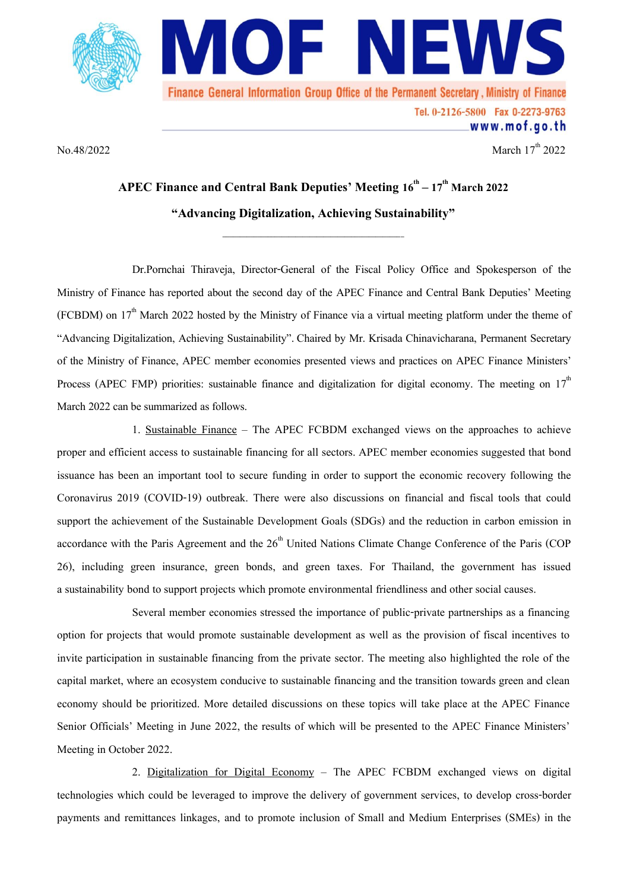MOF NEWS

Finance General Information Group Office of the Permanent Secretary, Ministry of Finance

Tel. 0-2126-5800 Fax 0-2273-9763

www.mof.go.th

No.48/2022

March 17th 2022

## APEC Finance and Central Bank Deputies' Meeting 16th – 17th March 2022

## "Advancing Digitalization, Achieving Sustainability"

---

Dr.Pornchai Thiraveja, Director-General of the Fiscal Policy Office and Spokesperson of the Ministry of Finance has reported about the second day of the APEC Finance and Central Bank Deputies' Meeting (FCBDM) on 17th March 2022 hosted by the Ministry of Finance via a virtual meeting platform under the theme of "Advancing Digitalization, Achieving Sustainability". Chaired by Mr. Krisada Chinavicharana, Permanent Secretary of the Ministry of Finance, APEC member economies presented views and practices on APEC Finance Ministers' Process (APEC FMP) priorities: sustainable finance and digitalization for digital economy. The meeting on 17th March 2022 can be summarized as follows.

1. Sustainable Finance – The APEC FCBDM exchanged views on the approaches to achieve proper and efficient access to sustainable financing for all sectors. APEC member economies suggested that bond issuance has been an important tool to secure funding in order to support the economic recovery following the Coronavirus 2019 (COVID-19) outbreak. There were also discussions on financial and fiscal tools that could support the achievement of the Sustainable Development Goals (SDGs) and the reduction in carbon emission in accordance with the Paris Agreement and the 26th United Nations Climate Change Conference of the Paris (COP 26), including green insurance, green bonds, and green taxes. For Thailand, the government has issued a sustainability bond to support projects which promote environmental friendliness and other social causes.

Several member economies stressed the importance of public-private partnerships as a financing option for projects that would promote sustainable development as well as the provision of fiscal incentives to invite participation in sustainable financing from the private sector. The meeting also highlighted the role of the capital market, where an ecosystem conducive to sustainable financing and the transition towards green and clean economy should be prioritized. More detailed discussions on these topics will take place at the APEC Finance Senior Officials' Meeting in June 2022, the results of which will be presented to the APEC Finance Ministers' Meeting in October 2022.

2. Digitalization for Digital Economy – The APEC FCBDM exchanged views on digital technologies which could be leveraged to improve the delivery of government services, to develop cross-border payments and remittances linkages, and to promote inclusion of Small and Medium Enterprises (SMEs) in the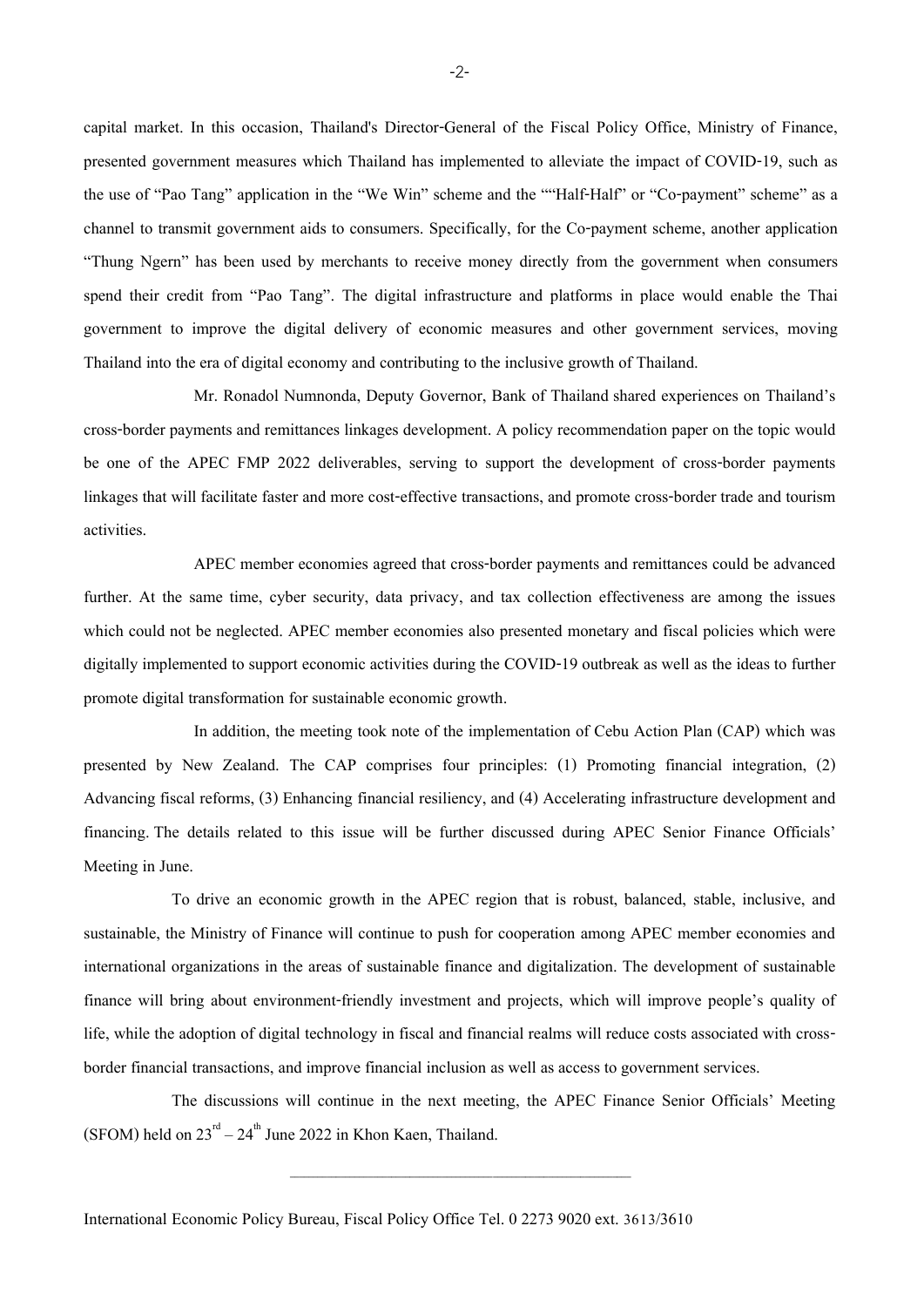capital market. In this occasion, Thailand's Director-General of the Fiscal Policy Office, Ministry of Finance, presented government measures which Thailand has implemented to alleviate the impact of COVID-19, such as the use of "Pao Tang" application in the "We Win" scheme and the ""Half-Half" or "Co-payment" scheme" as a channel to transmit government aids to consumers. Specifically, for the Co-payment scheme, another application "Thung Ngern" has been used by merchants to receive money directly from the government when consumers spend their credit from "Pao Tang". The digital infrastructure and platforms in place would enable the Thai government to improve the digital delivery of economic measures and other government services, moving Thailand into the era of digital economy and contributing to the inclusive growth of Thailand.

Mr. Ronadol Numnonda, Deputy Governor, Bank of Thailand shared experiences on Thailand's cross-border payments and remittances linkages development. A policy recommendation paper on the topic would be one of the APEC FMP 2022 deliverables, serving to support the development of cross-border payments linkages that will facilitate faster and more cost-effective transactions, and promote cross-border trade and tourism activities.

APEC member economies agreed that cross-border payments and remittances could be advanced further. At the same time, cyber security, data privacy, and tax collection effectiveness are among the issues which could not be neglected. APEC member economies also presented monetary and fiscal policies which were digitally implemented to support economic activities during the COVID-19 outbreak as well as the ideas to further promote digital transformation for sustainable economic growth.

In addition, the meeting took note of the implementation of Cebu Action Plan (CAP) which was presented by New Zealand. The CAP comprises four principles: (1) Promoting financial integration, (2) Advancing fiscal reforms, (3) Enhancing financial resiliency, and (4) Accelerating infrastructure development and financing. The details related to this issue will be further discussed during APEC Senior Finance Officials' Meeting in June.

To drive an economic growth in the APEC region that is robust, balanced, stable, inclusive, and sustainable, the Ministry of Finance will continue to push for cooperation among APEC member economies and international organizations in the areas of sustainable finance and digitalization. The development of sustainable finance will bring about environment-friendly investment and projects, which will improve people's quality of life, while the adoption of digital technology in fiscal and financial realms will reduce costs associated with cross-border financial transactions, and improve financial inclusion as well as access to government services.

The discussions will continue in the next meeting, the APEC Finance Senior Officials' Meeting (SFOM) held on 23rd – 24th June 2022 in Khon Kaen, Thailand.

---

International Economic Policy Bureau, Fiscal Policy Office Tel. 0 2273 9020 ext. 3613/3610